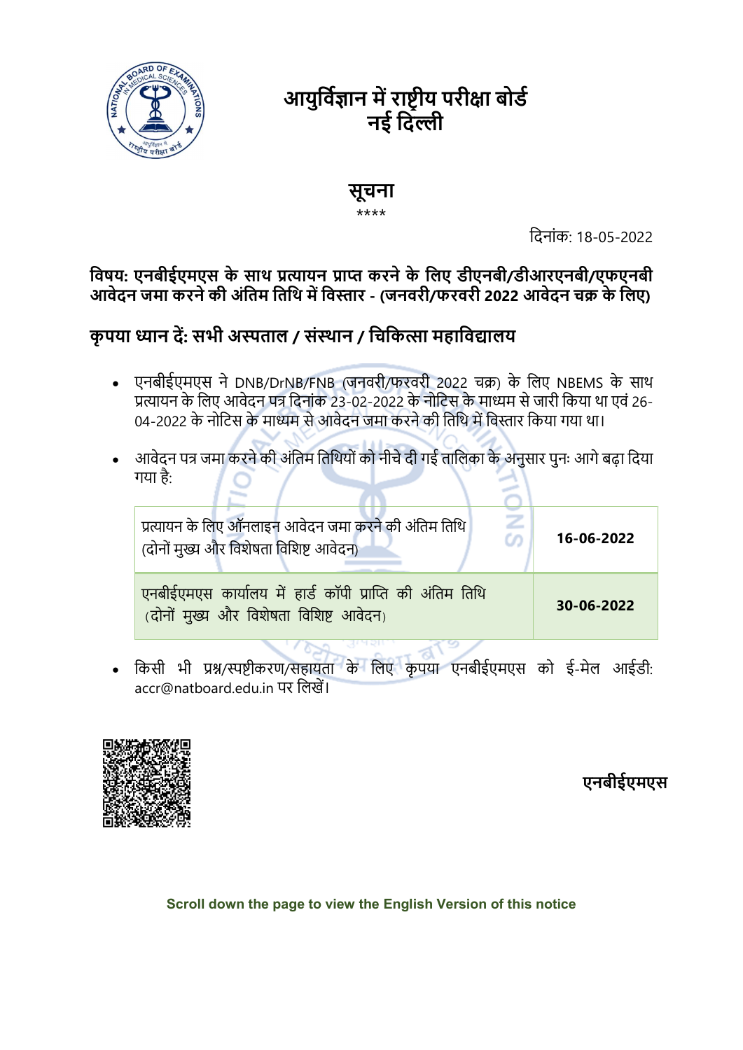# आयुर्विज्ञान में राष्ट्रीय परीक्षा बोर्ड
# नई दिल्ली

## सूचना

****

दिनांक: 18-05-2022

**विषय: एनबीईएमएस के साथ प्रत्यायन प्राप्त करने के लिए डीएनबी/डीआरएनबी/एफएनबी आवेदन जमा करने की अंतिम तिथि में विस्तार - (जनवरी/फरवरी 2022 आवेदन चक्र के लिए)**

**कृपया ध्यान दें: सभी अस्पताल / संस्थान / चिकित्सा महाविद्यालय**

- एनबीईएमएस ने DNB/DrNB/FNB (जनवरी/फरवरी 2022 चक्र) के लिए NBEMS के साथ प्रत्यायन के लिए आवेदन पत्र दिनांक 23-02-2022 के नोटिस के माध्यम से जारी किया था एवं 26-04-2022 के नोटिस के माध्यम से आवेदन जमा करने की तिथि में विस्तार किया गया था।

- आवेदन पत्र जमा करने की अंतिम तिथियों को नीचे दी गई तालिका के अनुसार पुनः आगे बढ़ा दिया गया है:

| | |
|---|---|
| प्रत्यायन के लिए ऑनलाइन आवेदन जमा करने की अंतिम तिथि (दोनों मुख्य और विशेषता विशिष्ट आवेदन) | **16-06-2022** |
| एनबीईएमएस कार्यालय में हार्ड कॉपी प्राप्ति की अंतिम तिथि (दोनों मुख्य और विशेषता विशिष्ट आवेदन) | **30-06-2022** |

- किसी भी प्रश्न/स्पष्टीकरण/सहायता के लिए कृपया एनबीईएमएस को ई-मेल आईडी: accr@natboard.edu.in पर लिखें।

**एनबीईएमएस**

**Scroll down the page to view the English Version of this notice**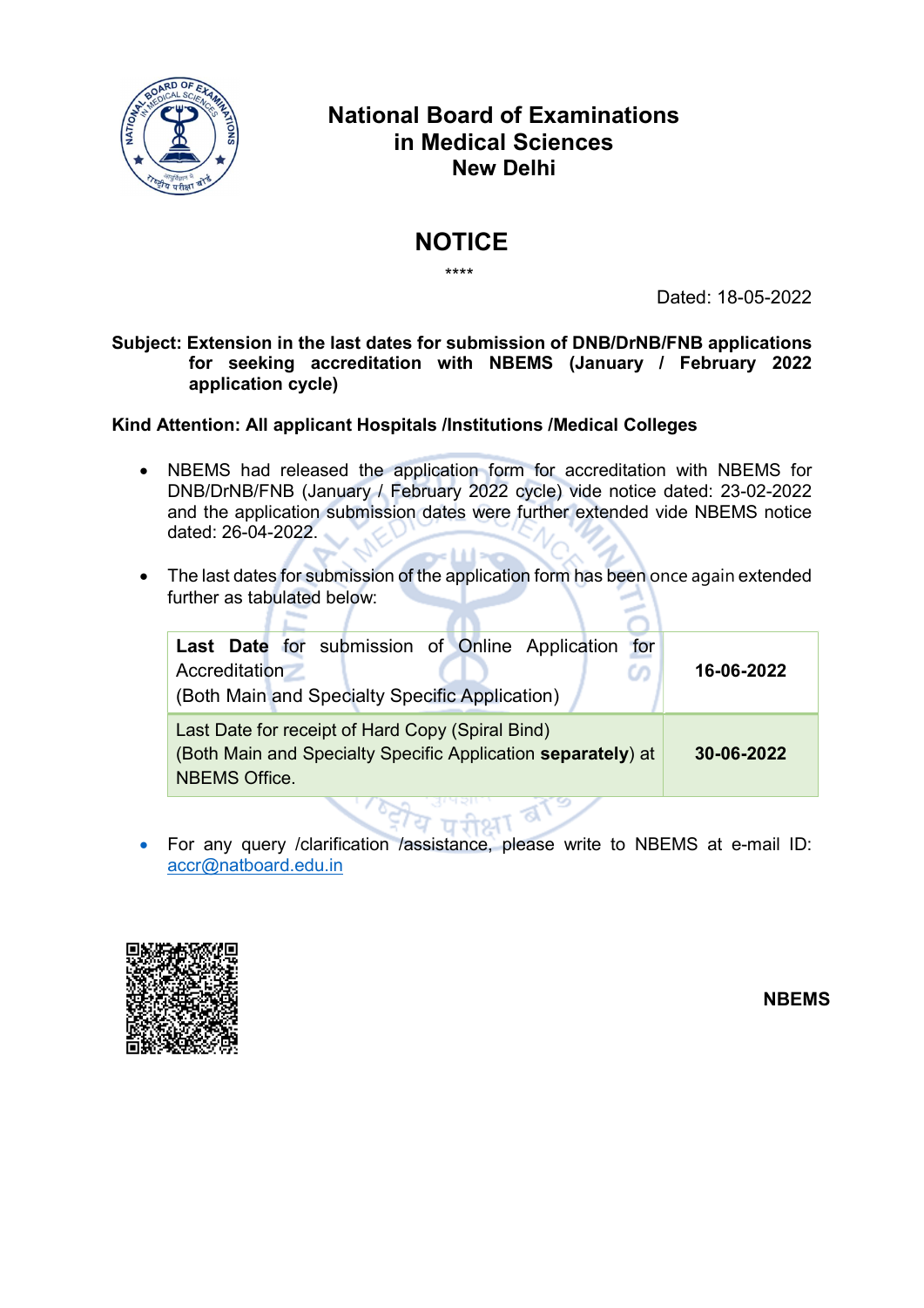# National Board of Examinations in Medical Sciences
## New Delhi

# NOTICE

\*\*\*\*

Dated: 18-05-2022

**Subject: Extension in the last dates for submission of DNB/DrNB/FNB applications for seeking accreditation with NBEMS (January / February 2022 application cycle)**

**Kind Attention: All applicant Hospitals /Institutions /Medical Colleges**

- NBEMS had released the application form for accreditation with NBEMS for DNB/DrNB/FNB (January / February 2022 cycle) vide notice dated: 23-02-2022 and the application submission dates were further extended vide NBEMS notice dated: 26-04-2022.
- The last dates for submission of the application form has been once again extended further as tabulated below:

| | |
|---|---|
| **Last Date** for submission of Online Application for Accreditation<br>(Both Main and Specialty Specific Application) | **16-06-2022** |
| Last Date for receipt of Hard Copy (Spiral Bind)<br>(Both Main and Specialty Specific Application **separately**) at NBEMS Office. | **30-06-2022** |

- For any query /clarification /assistance, please write to NBEMS at e-mail ID: accr@natboard.edu.in

**NBEMS**